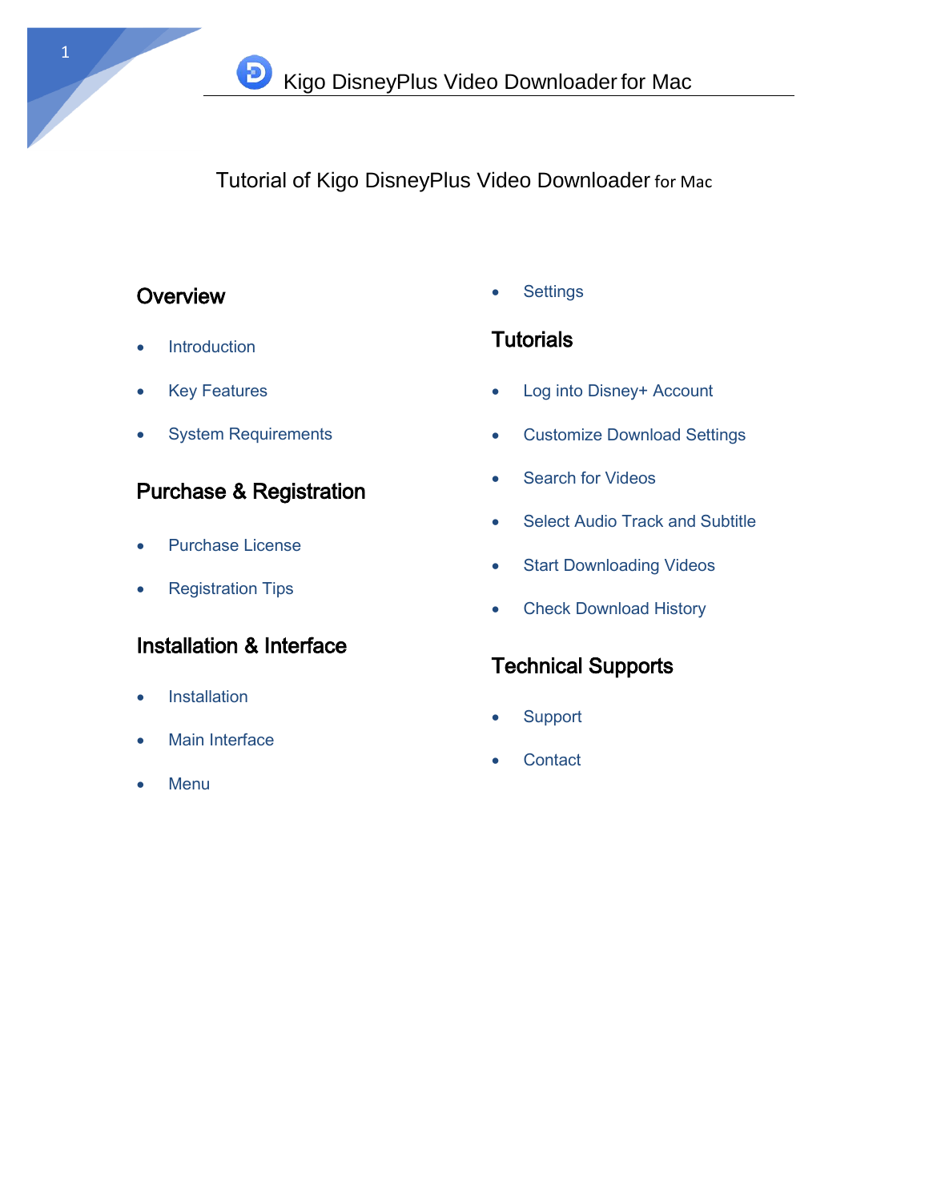# Tutorial of Kigo DisneyPlus Video Downloader for Mac

## Overview

- Introduction
- Key Features
- System Requirements

## Purchase & Registration

- Purchase License
- Registration Tips

## Installation & Interface

- Installation
- Main Interface
- Menu
- Settings

## Tutorials

- Log into Disney+ Account
- Customize Download Settings
- Search for Videos
- Select Audio Track and Subtitle
- Start Downloading Videos
- Check Download History

## Technical Supports

- Support
- Contact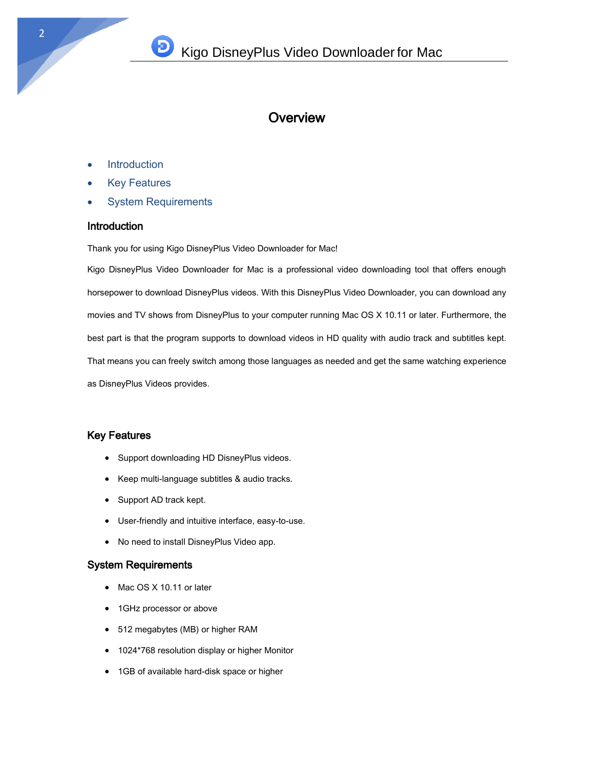# Overview

- Introduction
- Key Features
- System Requirements

## Introduction

Thank you for using Kigo DisneyPlus Video Downloader for Mac!

Kigo DisneyPlus Video Downloader for Mac is a professional video downloading tool that offers enough horsepower to download DisneyPlus videos. With this DisneyPlus Video Downloader, you can download any movies and TV shows from DisneyPlus to your computer running Mac OS X 10.11 or later. Furthermore, the best part is that the program supports to download videos in HD quality with audio track and subtitles kept. That means you can freely switch among those languages as needed and get the same watching experience as DisneyPlus Videos provides.

## Key Features

- Support downloading HD DisneyPlus videos.
- Keep multi-language subtitles & audio tracks.
- Support AD track kept.
- User-friendly and intuitive interface, easy-to-use.
- No need to install DisneyPlus Video app.

## System Requirements

- Mac OS X 10.11 or later
- 1GHz processor or above
- 512 megabytes (MB) or higher RAM
- 1024*768 resolution display or higher Monitor
- 1GB of available hard-disk space or higher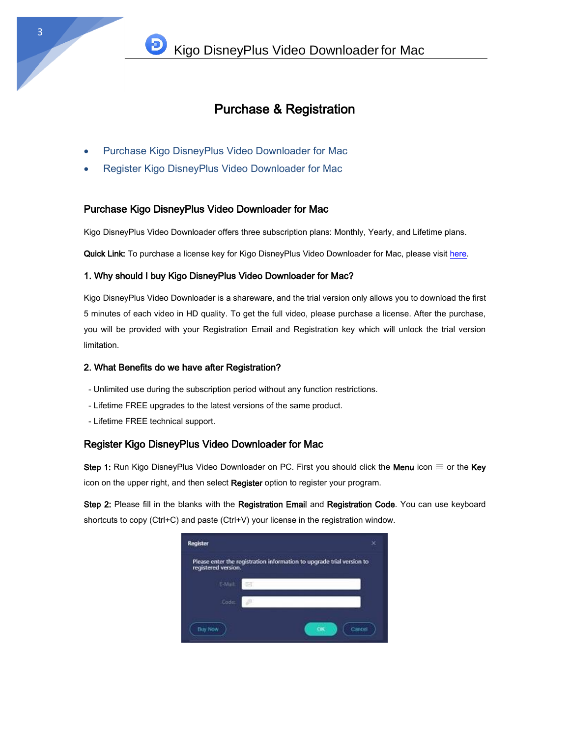# Purchase & Registration

- Purchase Kigo DisneyPlus Video Downloader for Mac
- Register Kigo DisneyPlus Video Downloader for Mac

## Purchase Kigo DisneyPlus Video Downloader for Mac

Kigo DisneyPlus Video Downloader offers three subscription plans: Monthly, Yearly, and Lifetime plans.

**Quick Link:** To purchase a license key for Kigo DisneyPlus Video Downloader for Mac, please visit here.

### 1. Why should I buy Kigo DisneyPlus Video Downloader for Mac?

Kigo DisneyPlus Video Downloader is a shareware, and the trial version only allows you to download the first 5 minutes of each video in HD quality. To get the full video, please purchase a license. After the purchase, you will be provided with your Registration Email and Registration key which will unlock the trial version limitation.

### 2. What Benefits do we have after Registration?

- Unlimited use during the subscription period without any function restrictions.
- Lifetime FREE upgrades to the latest versions of the same product.
- Lifetime FREE technical support.

## Register Kigo DisneyPlus Video Downloader for Mac

**Step 1:** Run Kigo DisneyPlus Video Downloader on PC. First you should click the **Menu** icon ≡ or the **Key** icon on the upper right, and then select **Register** option to register your program.

**Step 2:** Please fill in the blanks with the **Registration Email** and **Registration Code**. You can use keyboard shortcuts to copy (Ctrl+C) and paste (Ctrl+V) your license in the registration window.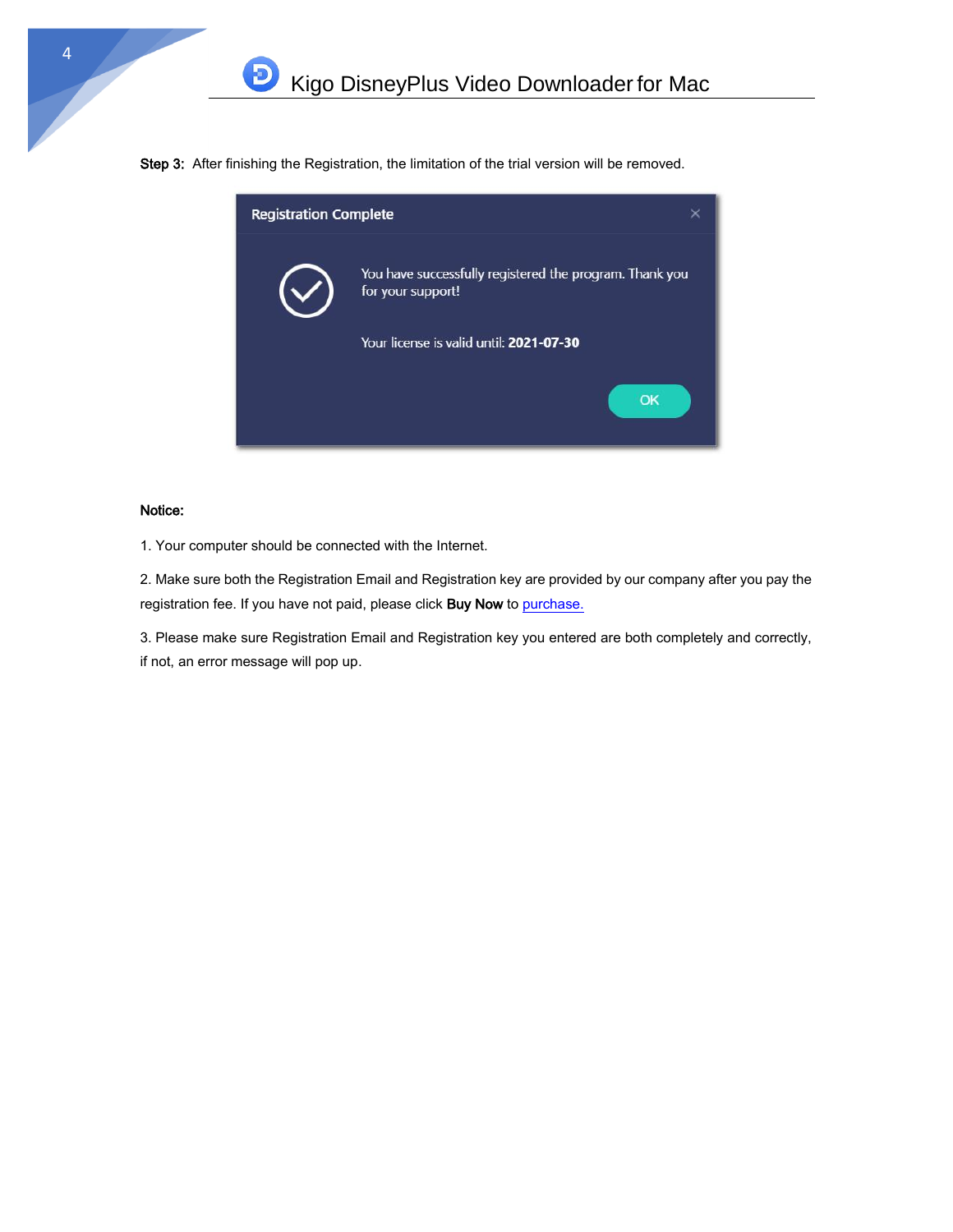**Step 3:** After finishing the Registration, the limitation of the trial version will be removed.

Registration Complete

You have successfully registered the program. Thank you for your support!

Your license is valid until: **2021-07-30**

OK

**Notice:**

1. Your computer should be connected with the Internet.

2. Make sure both the Registration Email and Registration key are provided by our company after you pay the registration fee. If you have not paid, please click **Buy Now** to purchase.

3. Please make sure Registration Email and Registration key you entered are both completely and correctly, if not, an error message will pop up.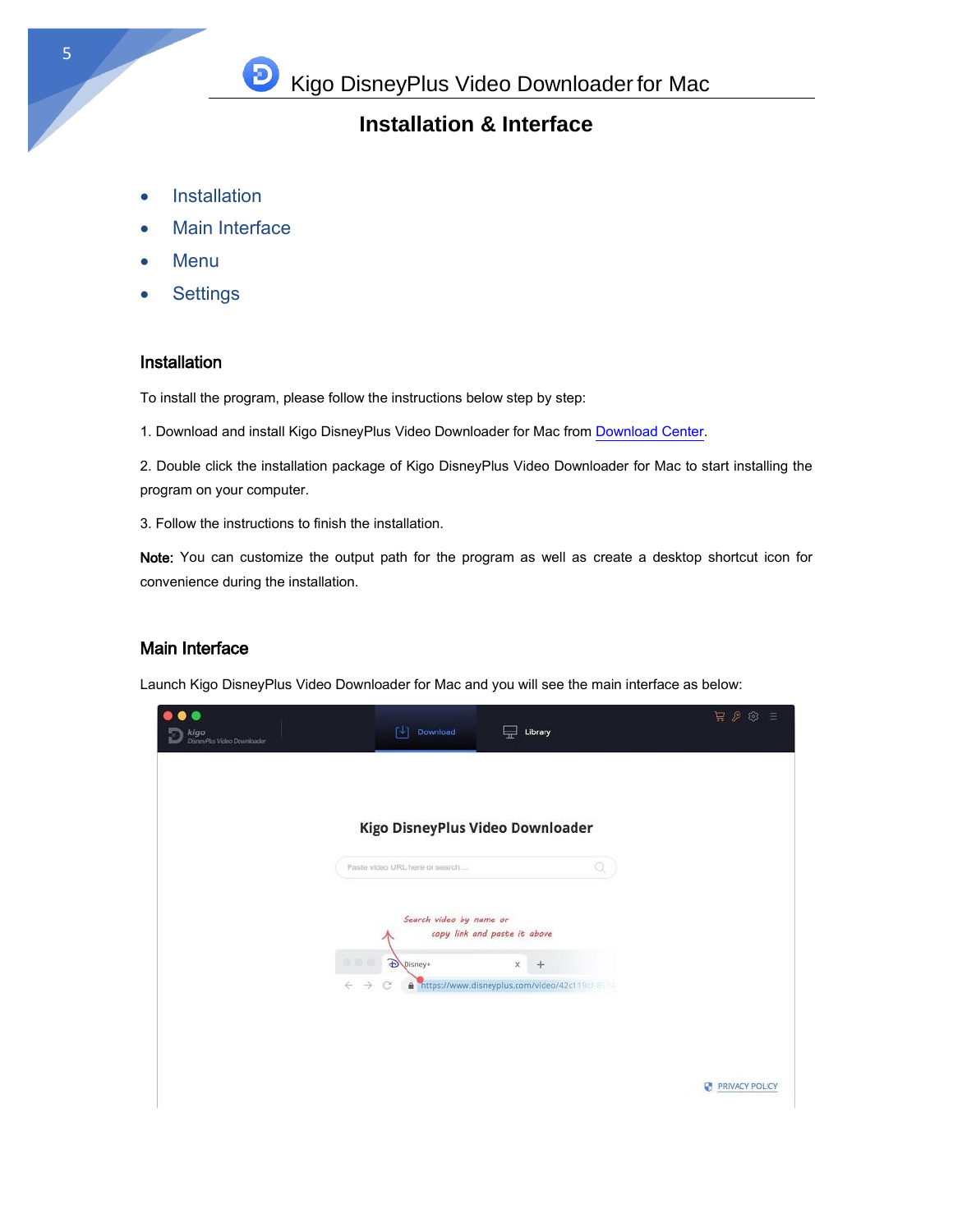# Installation & Interface

- Installation
- Main Interface
- Menu
- Settings

## Installation

To install the program, please follow the instructions below step by step:

1. Download and install Kigo DisneyPlus Video Downloader for Mac from Download Center.

2. Double click the installation package of Kigo DisneyPlus Video Downloader for Mac to start installing the program on your computer.

3. Follow the instructions to finish the installation.

**Note:** You can customize the output path for the program as well as create a desktop shortcut icon for convenience during the installation.

## Main Interface

Launch Kigo DisneyPlus Video Downloader for Mac and you will see the main interface as below: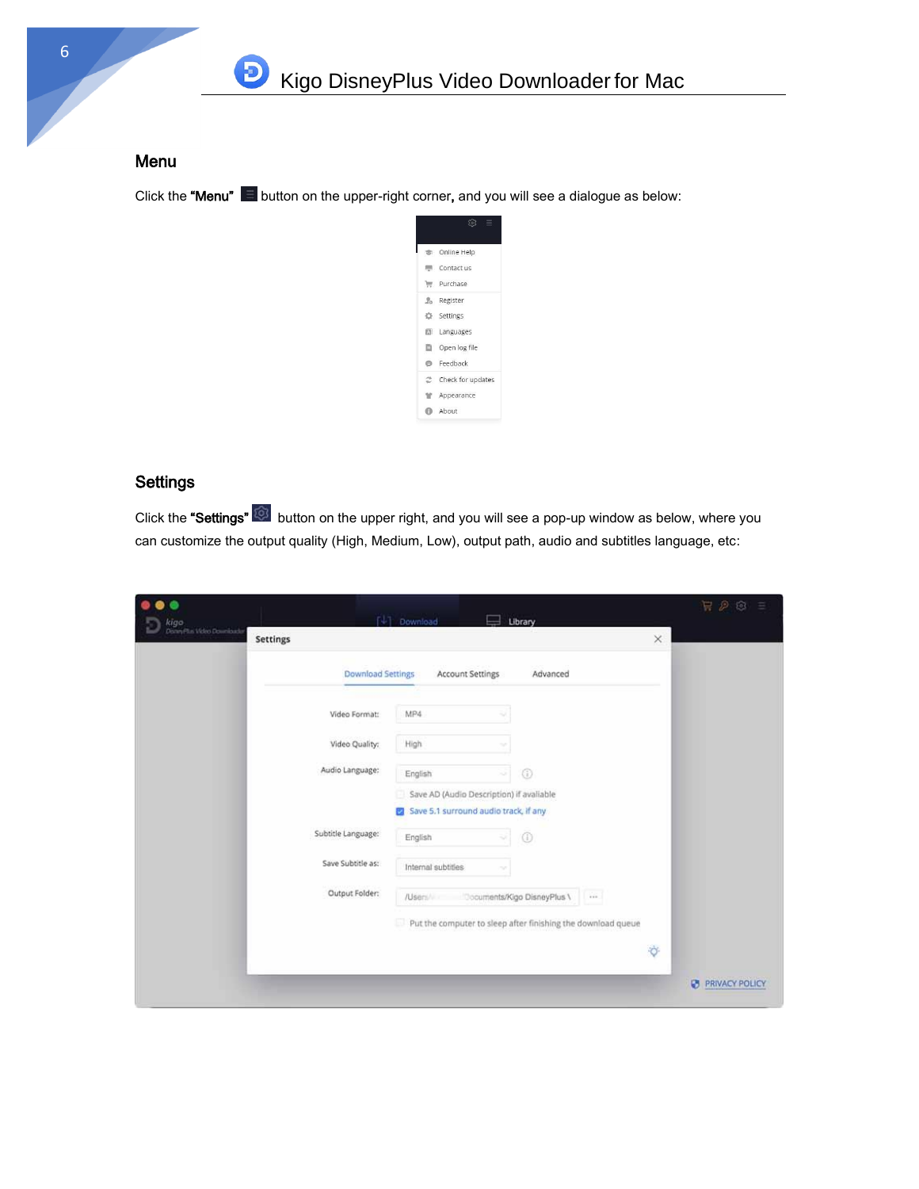## Menu

Click the **"Menu"** button on the upper-right corner**,** and you will see a dialogue as below:

## Settings

Click the **"Settings"** button on the upper right, and you will see a pop-up window as below, where you can customize the output quality (High, Medium, Low), output path, audio and subtitles language, etc: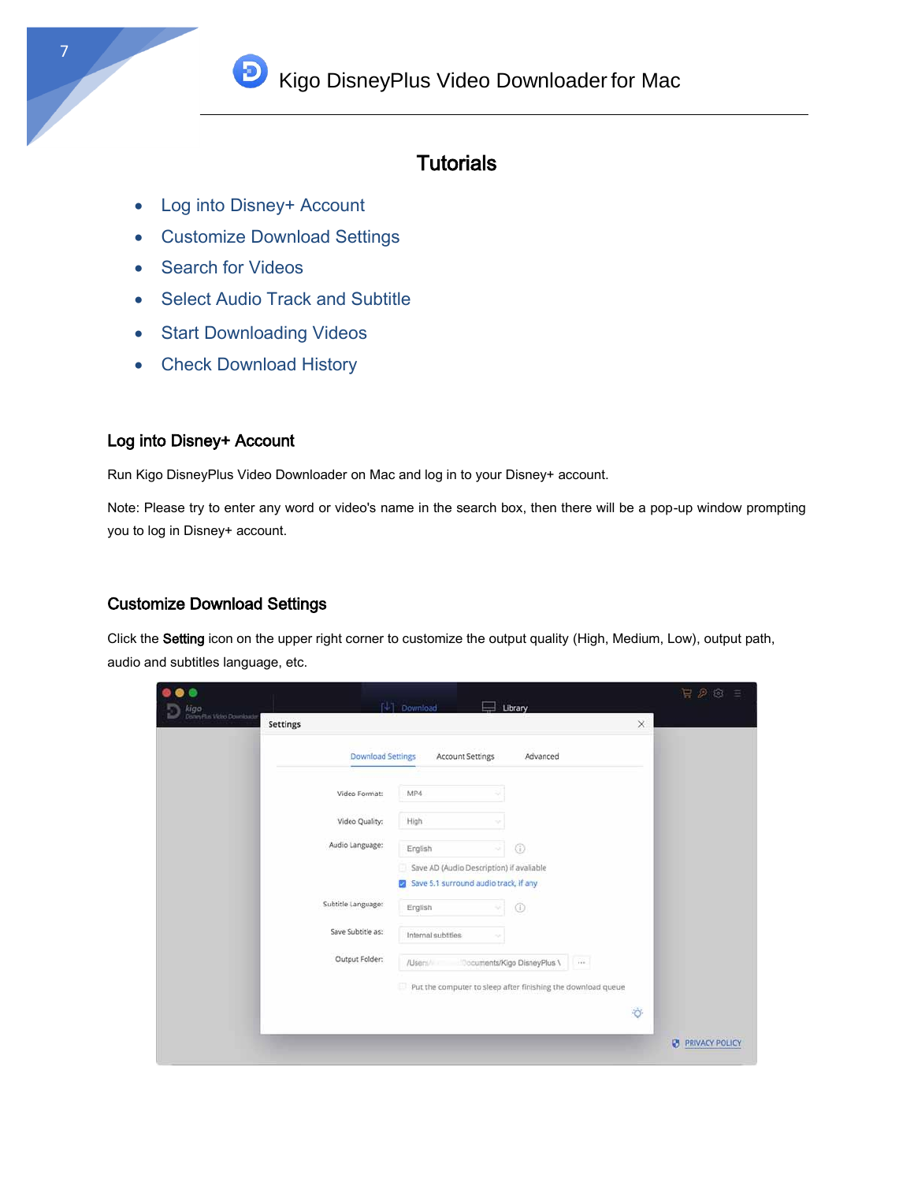## Tutorials

- Log into Disney+ Account
- Customize Download Settings
- Search for Videos
- Select Audio Track and Subtitle
- Start Downloading Videos
- Check Download History

### Log into Disney+ Account

Run Kigo DisneyPlus Video Downloader on Mac and log in to your Disney+ account.

Note: Please try to enter any word or video's name in the search box, then there will be a pop-up window prompting you to log in Disney+ account.

### Customize Download Settings

Click the **Setting** icon on the upper right corner to customize the output quality (High, Medium, Low), output path, audio and subtitles language, etc.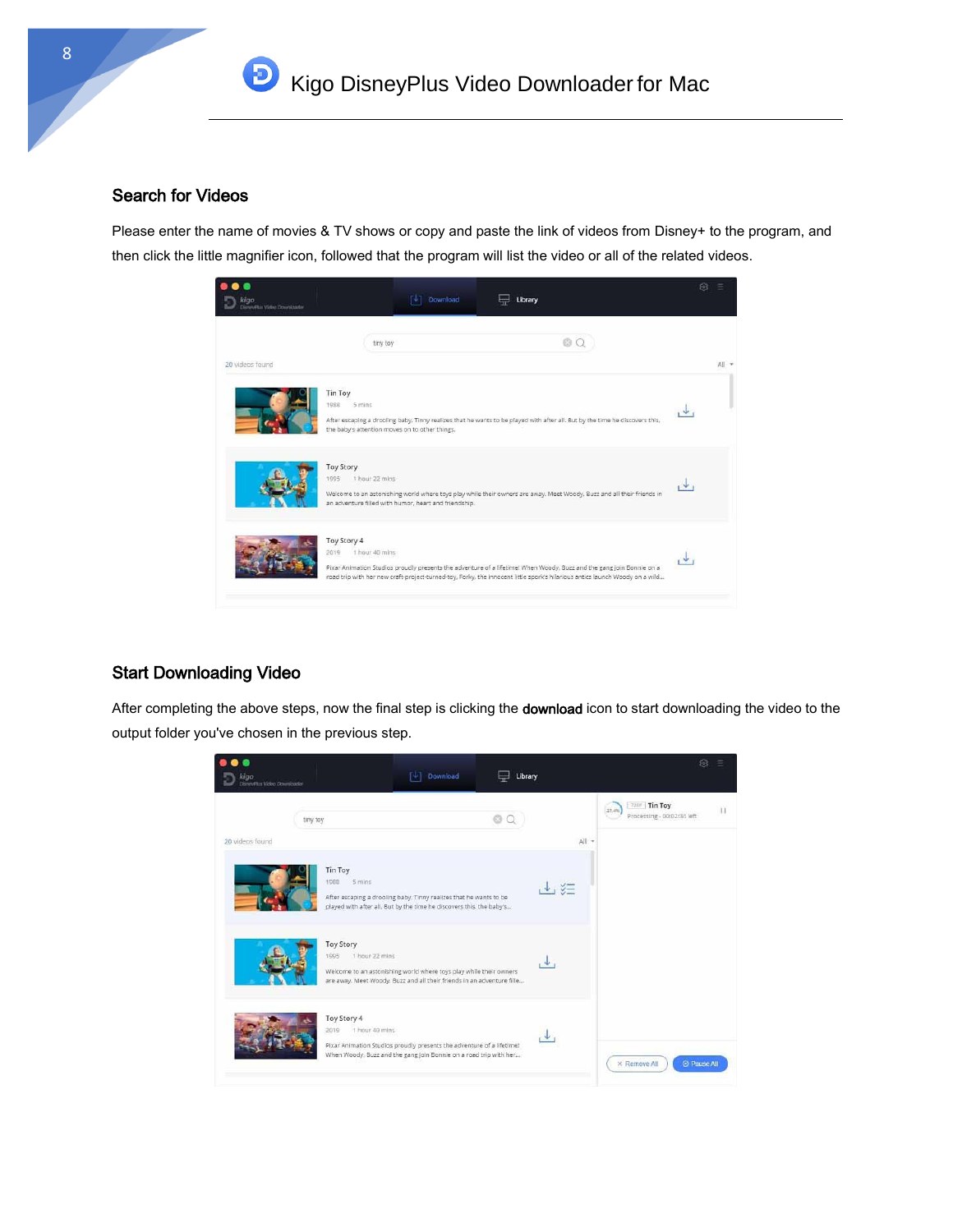## Search for Videos

Please enter the name of movies & TV shows or copy and paste the link of videos from Disney+ to the program, and then click the little magnifier icon, followed that the program will list the video or all of the related videos.

## Start Downloading Video

After completing the above steps, now the final step is clicking the **download** icon to start downloading the video to the output folder you've chosen in the previous step.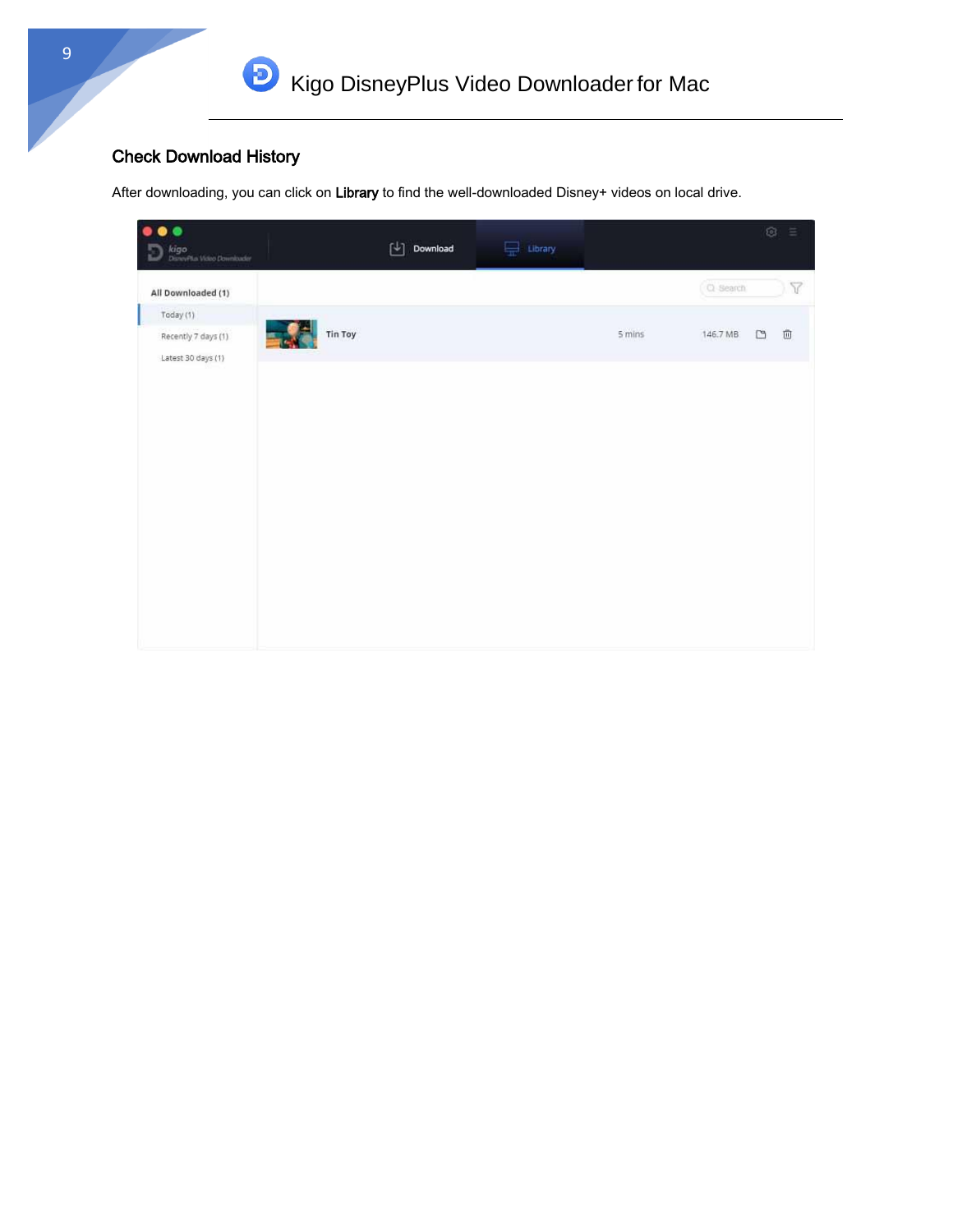## Check Download History

After downloading, you can click on **Library** to find the well-downloaded Disney+ videos on local drive.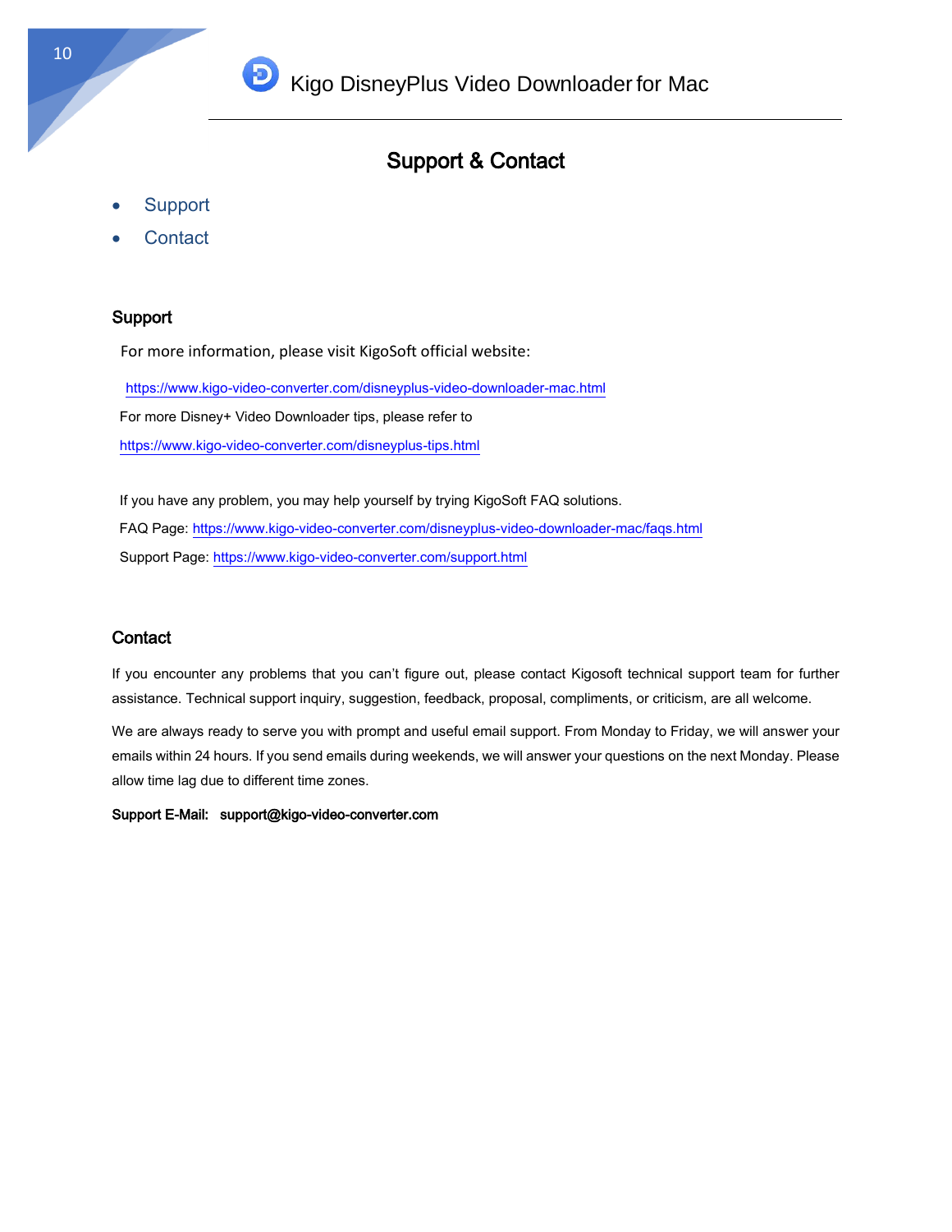# Support & Contact

- Support
- Contact

## Support

For more information, please visit KigoSoft official website:

https://www.kigo-video-converter.com/disneyplus-video-downloader-mac.html

For more Disney+ Video Downloader tips, please refer to

https://www.kigo-video-converter.com/disneyplus-tips.html

If you have any problem, you may help yourself by trying KigoSoft FAQ solutions.

FAQ Page: https://www.kigo-video-converter.com/disneyplus-video-downloader-mac/faqs.html

Support Page: https://www.kigo-video-converter.com/support.html

## Contact

If you encounter any problems that you can't figure out, please contact Kigosoft technical support team for further assistance. Technical support inquiry, suggestion, feedback, proposal, compliments, or criticism, are all welcome.

We are always ready to serve you with prompt and useful email support. From Monday to Friday, we will answer your emails within 24 hours. If you send emails during weekends, we will answer your questions on the next Monday. Please allow time lag due to different time zones.

**Support E-Mail: support@kigo-video-converter.com**